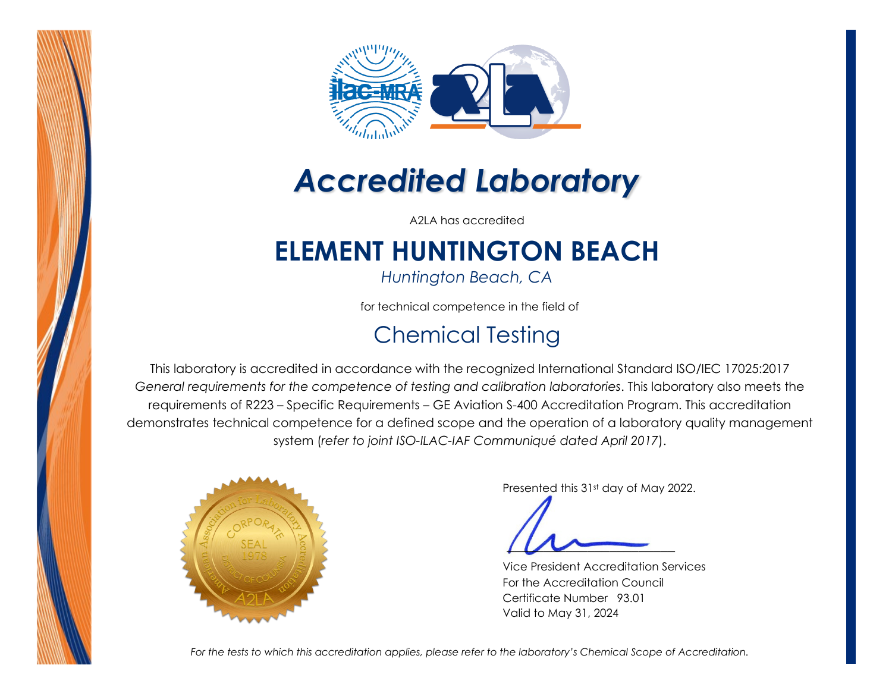# *Accredited Laboratory*

A2LA has accredited

## ELEMENT HUNTINGTON BEACH

*Huntington Beach, CA*

for technical competence in the field of

## Chemical Testing

This laboratory is accredited in accordance with the recognized International Standard ISO/IEC 17025:2017 *General requirements for the competence of testing and calibration laboratories*. This laboratory also meets the requirements of R223 – Specific Requirements – GE Aviation S-400 Accreditation Program. This accreditation demonstrates technical competence for a defined scope and the operation of a laboratory quality management system (*refer to joint ISO-ILAC-IAF Communiqué dated April 2017*).

Presented this 31st day of May 2022.

Vice President Accreditation Services
For the Accreditation Council
Certificate Number 93.01
Valid to May 31, 2024

*For the tests to which this accreditation applies, please refer to the laboratory's Chemical Scope of Accreditation.*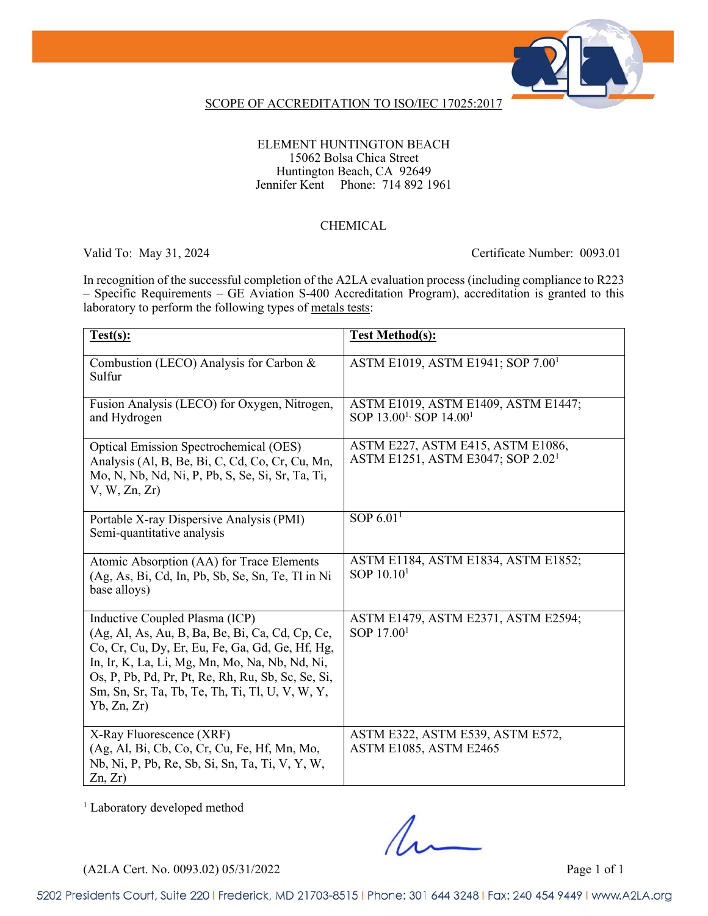# SCOPE OF ACCREDITATION TO ISO/IEC 17025:2017

ELEMENT HUNTINGTON BEACH
15062 Bolsa Chica Street
Huntington Beach, CA 92649
Jennifer Kent Phone: 714 892 1961

## CHEMICAL

Valid To: May 31, 2024 Certificate Number: 0093.01

In recognition of the successful completion of the A2LA evaluation process (including compliance to R223 – Specific Requirements – GE Aviation S-400 Accreditation Program), accreditation is granted to this laboratory to perform the following types of metals tests:

| **Test(s):** | **Test Method(s):** |
|---|---|
| Combustion (LECO) Analysis for Carbon & Sulfur | ASTM E1019, ASTM E1941; SOP 7.00[1] |
| Fusion Analysis (LECO) for Oxygen, Nitrogen, and Hydrogen | ASTM E1019, ASTM E1409, ASTM E1447; SOP 13.00[1], SOP 14.00[1] |
| Optical Emission Spectrochemical (OES) Analysis (Al, B, Be, Bi, C, Cd, Co, Cr, Cu, Mn, Mo, N, Nb, Nd, Ni, P, Pb, S, Se, Si, Sr, Ta, Ti, V, W, Zn, Zr) | ASTM E227, ASTM E415, ASTM E1086, ASTM E1251, ASTM E3047; SOP 2.02[1] |
| Portable X-ray Dispersive Analysis (PMI) Semi-quantitative analysis | SOP 6.01[1] |
| Atomic Absorption (AA) for Trace Elements (Ag, As, Bi, Cd, In, Pb, Sb, Se, Sn, Te, Tl in Ni base alloys) | ASTM E1184, ASTM E1834, ASTM E1852; SOP 10.10[1] |
| Inductive Coupled Plasma (ICP) (Ag, Al, As, Au, B, Ba, Be, Bi, Ca, Cd, Cp, Ce, Co, Cr, Cu, Dy, Er, Eu, Fe, Ga, Gd, Ge, Hf, Hg, In, Ir, K, La, Li, Mg, Mn, Mo, Na, Nb, Nd, Ni, Os, P, Pb, Pd, Pr, Pt, Re, Rh, Ru, Sb, Sc, Se, Si, Sm, Sn, Sr, Ta, Tb, Te, Th, Ti, Tl, U, V, W, Y, Yb, Zn, Zr) | ASTM E1479, ASTM E2371, ASTM E2594; SOP 17.00[1] |
| X-Ray Fluorescence (XRF) (Ag, Al, Bi, Cb, Co, Cr, Cu, Fe, Hf, Mn, Mo, Nb, Ni, P, Pb, Re, Sb, Si, Sn, Ta, Ti, V, Y, W, Zn, Zr) | ASTM E322, ASTM E539, ASTM E572, ASTM E1085, ASTM E2465 |

[1] Laboratory developed method

(A2LA Cert. No. 0093.02) 05/31/2022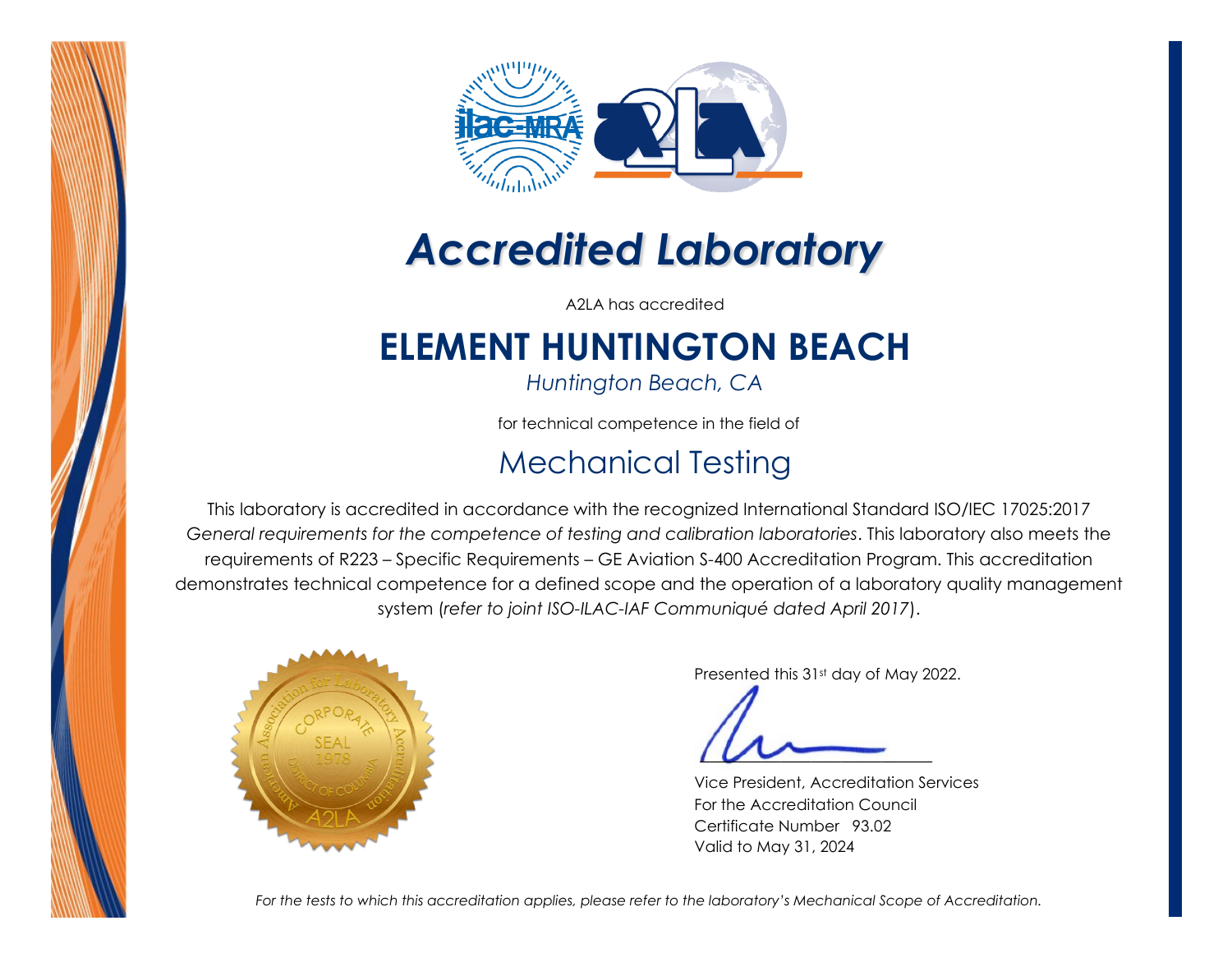# Accredited Laboratory

A2LA has accredited

## ELEMENT HUNTINGTON BEACH

*Huntington Beach, CA*

for technical competence in the field of

## Mechanical Testing

This laboratory is accredited in accordance with the recognized International Standard ISO/IEC 17025:2017 *General requirements for the competence of testing and calibration laboratories*. This laboratory also meets the requirements of R223 – Specific Requirements – GE Aviation S-400 Accreditation Program. This accreditation demonstrates technical competence for a defined scope and the operation of a laboratory quality management system (*refer to joint ISO-ILAC-IAF Communiqué dated April 2017*).

Presented this 31st day of May 2022.

Vice President, Accreditation Services
For the Accreditation Council
Certificate Number 93.02
Valid to May 31, 2024

*For the tests to which this accreditation applies, please refer to the laboratory's Mechanical Scope of Accreditation.*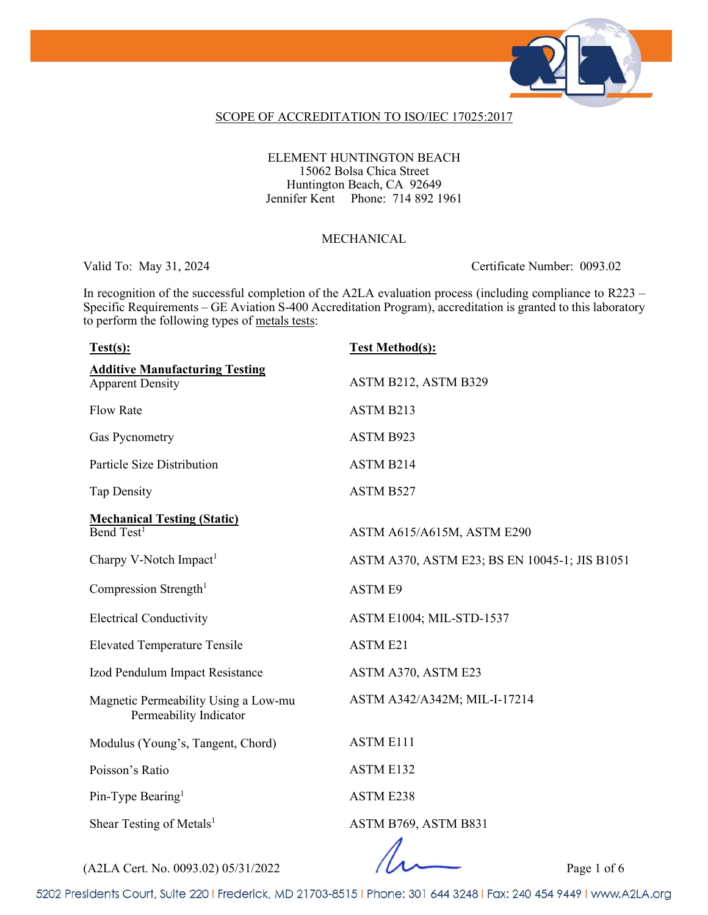SCOPE OF ACCREDITATION TO ISO/IEC 17025:2017

ELEMENT HUNTINGTON BEACH
15062 Bolsa Chica Street
Huntington Beach, CA 92649
Jennifer Kent Phone: 714 892 1961

MECHANICAL

Valid To: May 31, 2024 Certificate Number: 0093.02

In recognition of the successful completion of the A2LA evaluation process (including compliance to R223 – Specific Requirements – GE Aviation S-400 Accreditation Program), accreditation is granted to this laboratory to perform the following types of metals tests:

| **Test(s):** | **Test Method(s):** |
|---|---|
| **Additive Manufacturing Testing** | |
| Apparent Density | ASTM B212, ASTM B329 |
| Flow Rate | ASTM B213 |
| Gas Pycnometry | ASTM B923 |
| Particle Size Distribution | ASTM B214 |
| Tap Density | ASTM B527 |
| **Mechanical Testing (Static)** | |
| Bend Test[1] | ASTM A615/A615M, ASTM E290 |
| Charpy V-Notch Impact[1] | ASTM A370, ASTM E23; BS EN 10045-1; JIS B1051 |
| Compression Strength[1] | ASTM E9 |
| Electrical Conductivity | ASTM E1004; MIL-STD-1537 |
| Elevated Temperature Tensile | ASTM E21 |
| Izod Pendulum Impact Resistance | ASTM A370, ASTM E23 |
| Magnetic Permeability Using a Low-mu Permeability Indicator | ASTM A342/A342M; MIL-I-17214 |
| Modulus (Young's, Tangent, Chord) | ASTM E111 |
| Poisson's Ratio | ASTM E132 |
| Pin-Type Bearing[1] | ASTM E238 |
| Shear Testing of Metals[1] | ASTM B769, ASTM B831 |

(A2LA Cert. No. 0093.02) 05/31/2022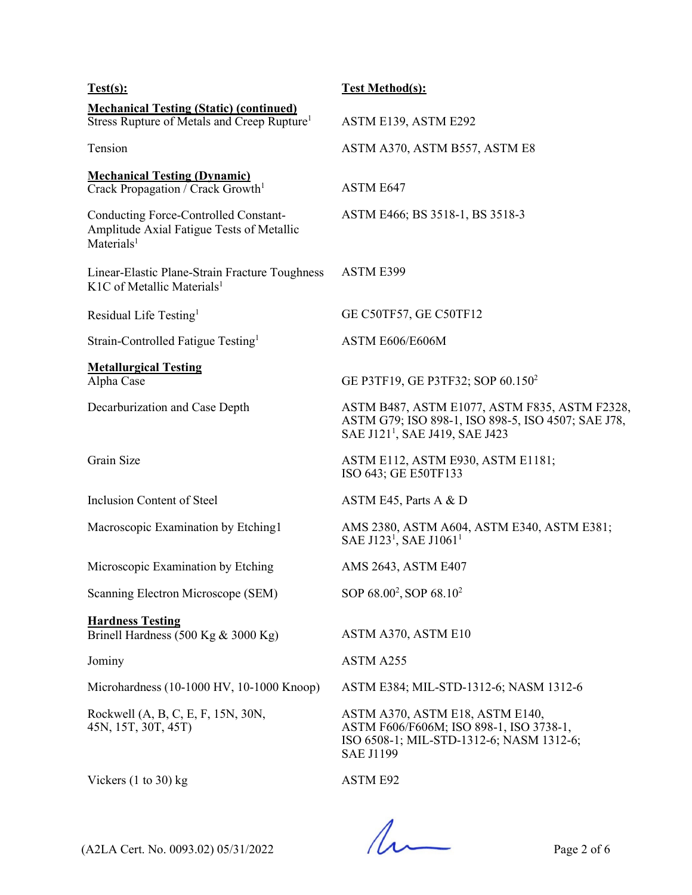| Test(s): | Test Method(s): |
|---|---|
| **Mechanical Testing (Static) (continued)** | |
| Stress Rupture of Metals and Creep Rupture[1] | ASTM E139, ASTM E292 |
| Tension | ASTM A370, ASTM B557, ASTM E8 |
| **Mechanical Testing (Dynamic)** | |
| Crack Propagation / Crack Growth[1] | ASTM E647 |
| Conducting Force-Controlled Constant-Amplitude Axial Fatigue Tests of Metallic Materials[1] | ASTM E466; BS 3518-1, BS 3518-3 |
| Linear-Elastic Plane-Strain Fracture Toughness K1C of Metallic Materials[1] | ASTM E399 |
| Residual Life Testing[1] | GE C50TF57, GE C50TF12 |
| Strain-Controlled Fatigue Testing[1] | ASTM E606/E606M |
| **Metallurgical Testing** | |
| Alpha Case | GE P3TF19, GE P3TF32; SOP 60.150[2] |
| Decarburization and Case Depth | ASTM B487, ASTM E1077, ASTM F835, ASTM F2328, ASTM G79; ISO 898-1, ISO 898-5, ISO 4507; SAE J78, SAE J121[1], SAE J419, SAE J423 |
| Grain Size | ASTM E112, ASTM E930, ASTM E1181; ISO 643; GE E50TF133 |
| Inclusion Content of Steel | ASTM E45, Parts A & D |
| Macroscopic Examination by Etching1 | AMS 2380, ASTM A604, ASTM E340, ASTM E381; SAE J123[1], SAE J1061[1] |
| Microscopic Examination by Etching | AMS 2643, ASTM E407 |
| Scanning Electron Microscope (SEM) | SOP 68.00[2], SOP 68.10[2] |
| **Hardness Testing** | |
| Brinell Hardness (500 Kg & 3000 Kg) | ASTM A370, ASTM E10 |
| Jominy | ASTM A255 |
| Microhardness (10-1000 HV, 10-1000 Knoop) | ASTM E384; MIL-STD-1312-6; NASM 1312-6 |
| Rockwell (A, B, C, E, F, 15N, 30N, 45N, 15T, 30T, 45T) | ASTM A370, ASTM E18, ASTM E140, ASTM F606/F606M; ISO 898-1, ISO 3738-1, ISO 6508-1; MIL-STD-1312-6; NASM 1312-6; SAE J1199 |
| Vickers (1 to 30) kg | ASTM E92 |

(A2LA Cert. No. 0093.02) 05/31/2022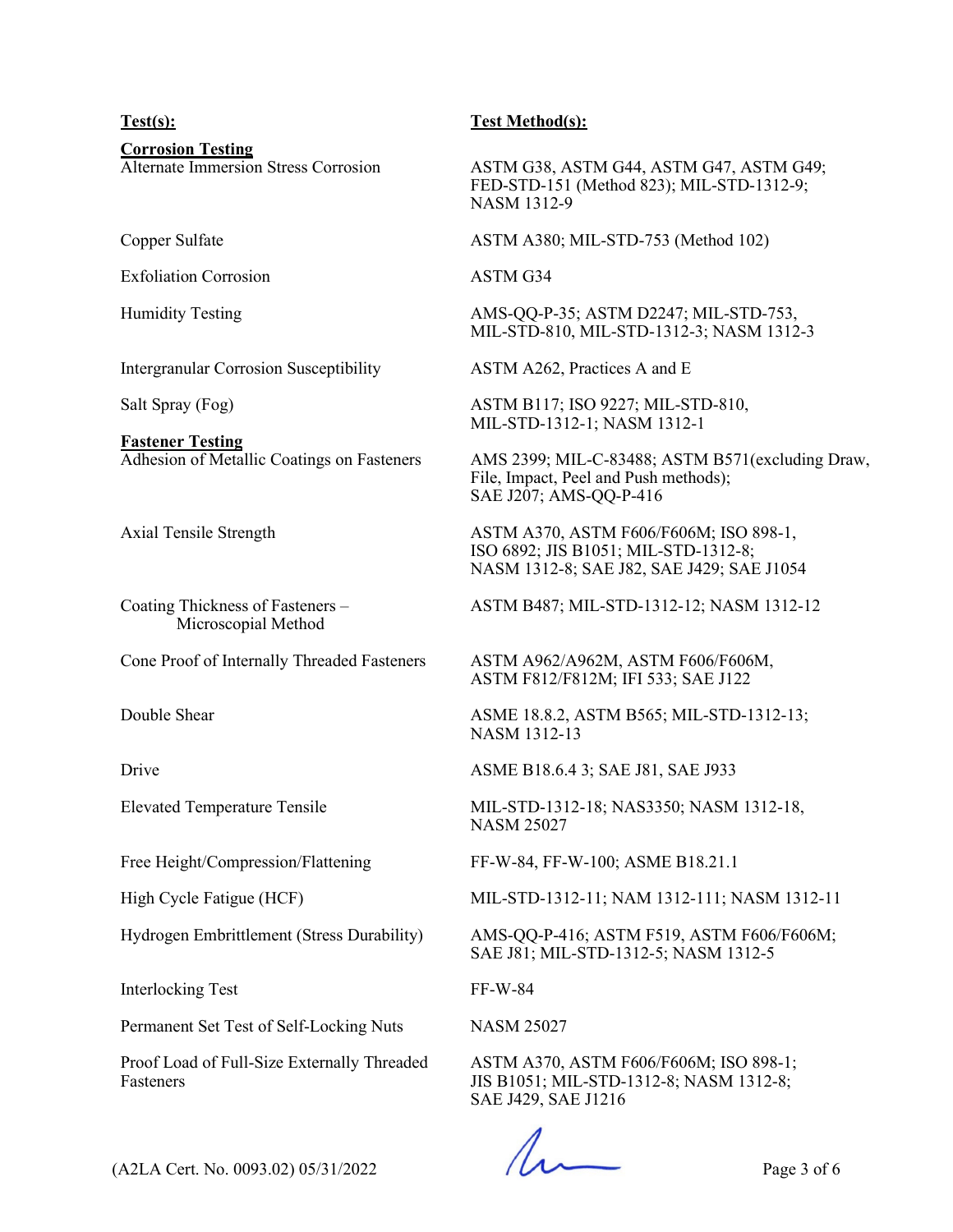| **Test(s):** | **Test Method(s):** |
|---|---|
| **Corrosion Testing** | |
| Alternate Immersion Stress Corrosion | ASTM G38, ASTM G44, ASTM G47, ASTM G49; FED-STD-151 (Method 823); MIL-STD-1312-9; NASM 1312-9 |
| Copper Sulfate | ASTM A380; MIL-STD-753 (Method 102) |
| Exfoliation Corrosion | ASTM G34 |
| Humidity Testing | AMS-QQ-P-35; ASTM D2247; MIL-STD-753, MIL-STD-810, MIL-STD-1312-3; NASM 1312-3 |
| Intergranular Corrosion Susceptibility | ASTM A262, Practices A and E |
| Salt Spray (Fog) | ASTM B117; ISO 9227; MIL-STD-810, MIL-STD-1312-1; NASM 1312-1 |
| **Fastener Testing** | |
| Adhesion of Metallic Coatings on Fasteners | AMS 2399; MIL-C-83488; ASTM B571(excluding Draw, File, Impact, Peel and Push methods); SAE J207; AMS-QQ-P-416 |
| Axial Tensile Strength | ASTM A370, ASTM F606/F606M; ISO 898-1, ISO 6892; JIS B1051; MIL-STD-1312-8; NASM 1312-8; SAE J82, SAE J429; SAE J1054 |
| Coating Thickness of Fasteners – Microscopial Method | ASTM B487; MIL-STD-1312-12; NASM 1312-12 |
| Cone Proof of Internally Threaded Fasteners | ASTM A962/A962M, ASTM F606/F606M, ASTM F812/F812M; IFI 533; SAE J122 |
| Double Shear | ASME 18.8.2, ASTM B565; MIL-STD-1312-13; NASM 1312-13 |
| Drive | ASME B18.6.4 3; SAE J81, SAE J933 |
| Elevated Temperature Tensile | MIL-STD-1312-18; NAS3350; NASM 1312-18, NASM 25027 |
| Free Height/Compression/Flattening | FF-W-84, FF-W-100; ASME B18.21.1 |
| High Cycle Fatigue (HCF) | MIL-STD-1312-11; NAM 1312-111; NASM 1312-11 |
| Hydrogen Embrittlement (Stress Durability) | AMS-QQ-P-416; ASTM F519, ASTM F606/F606M; SAE J81; MIL-STD-1312-5; NASM 1312-5 |
| Interlocking Test | FF-W-84 |
| Permanent Set Test of Self-Locking Nuts | NASM 25027 |
| Proof Load of Full-Size Externally Threaded Fasteners | ASTM A370, ASTM F606/F606M; ISO 898-1; JIS B1051; MIL-STD-1312-8; NASM 1312-8; SAE J429, SAE J1216 |

(A2LA Cert. No. 0093.02) 05/31/2022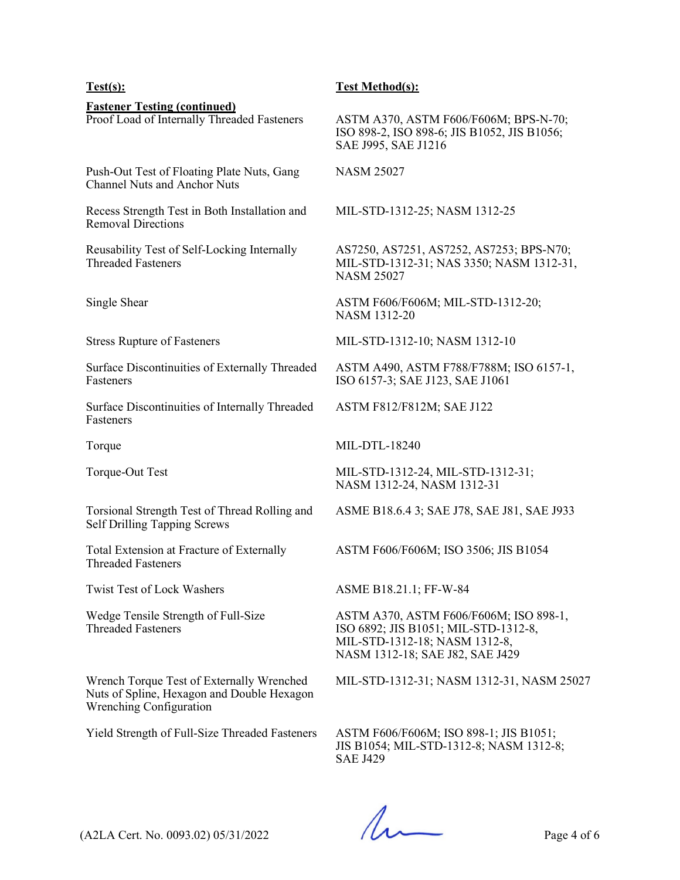| **Test(s):** | **Test Method(s):** |
|---|---|
| **Fastener Testing (continued)** | |
| Proof Load of Internally Threaded Fasteners | ASTM A370, ASTM F606/F606M; BPS-N-70; ISO 898-2, ISO 898-6; JIS B1052, JIS B1056; SAE J995, SAE J1216 |
| Push-Out Test of Floating Plate Nuts, Gang Channel Nuts and Anchor Nuts | NASM 25027 |
| Recess Strength Test in Both Installation and Removal Directions | MIL-STD-1312-25; NASM 1312-25 |
| Reusability Test of Self-Locking Internally Threaded Fasteners | AS7250, AS7251, AS7252, AS7253; BPS-N70; MIL-STD-1312-31; NAS 3350; NASM 1312-31, NASM 25027 |
| Single Shear | ASTM F606/F606M; MIL-STD-1312-20; NASM 1312-20 |
| Stress Rupture of Fasteners | MIL-STD-1312-10; NASM 1312-10 |
| Surface Discontinuities of Externally Threaded Fasteners | ASTM A490, ASTM F788/F788M; ISO 6157-1, ISO 6157-3; SAE J123, SAE J1061 |
| Surface Discontinuities of Internally Threaded Fasteners | ASTM F812/F812M; SAE J122 |
| Torque | MIL-DTL-18240 |
| Torque-Out Test | MIL-STD-1312-24, MIL-STD-1312-31; NASM 1312-24, NASM 1312-31 |
| Torsional Strength Test of Thread Rolling and Self Drilling Tapping Screws | ASME B18.6.4 3; SAE J78, SAE J81, SAE J933 |
| Total Extension at Fracture of Externally Threaded Fasteners | ASTM F606/F606M; ISO 3506; JIS B1054 |
| Twist Test of Lock Washers | ASME B18.21.1; FF-W-84 |
| Wedge Tensile Strength of Full-Size Threaded Fasteners | ASTM A370, ASTM F606/F606M; ISO 898-1, ISO 6892; JIS B1051; MIL-STD-1312-8, MIL-STD-1312-18; NASM 1312-8, NASM 1312-18; SAE J82, SAE J429 |
| Wrench Torque Test of Externally Wrenched Nuts of Spline, Hexagon and Double Hexagon Wrenching Configuration | MIL-STD-1312-31; NASM 1312-31, NASM 25027 |
| Yield Strength of Full-Size Threaded Fasteners | ASTM F606/F606M; ISO 898-1; JIS B1051; JIS B1054; MIL-STD-1312-8; NASM 1312-8; SAE J429 |

(A2LA Cert. No. 0093.02) 05/31/2022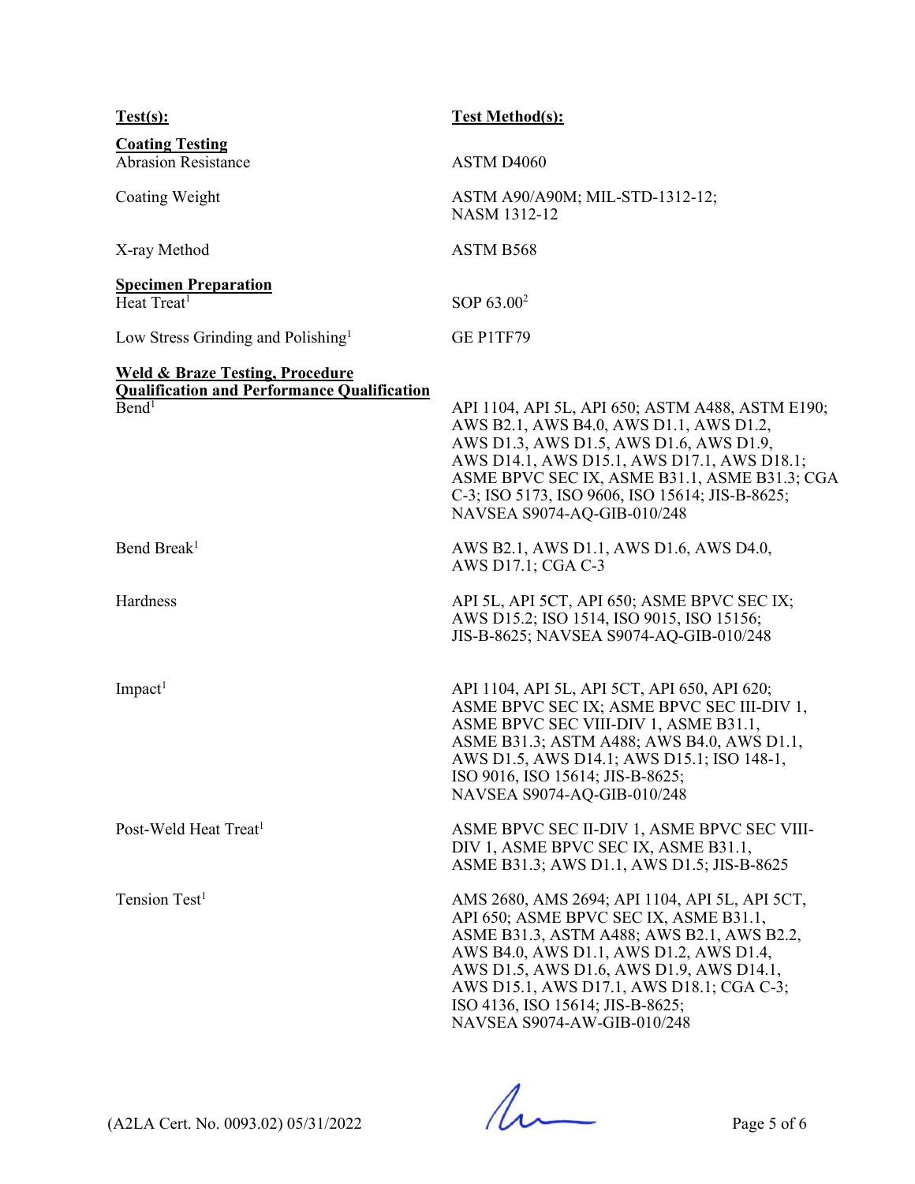| Test(s): | Test Method(s): |
|---|---|
| **Coating Testing** | |
| Abrasion Resistance | ASTM D4060 |
| Coating Weight | ASTM A90/A90M; MIL-STD-1312-12; NASM 1312-12 |
| X-ray Method | ASTM B568 |
| **Specimen Preparation** | |
| Heat Treat[1] | SOP 63.00[2] |
| Low Stress Grinding and Polishing[1] | GE P1TF79 |
| **Weld & Braze Testing, Procedure Qualification and Performance Qualification** | |
| Bend[1] | API 1104, API 5L, API 650; ASTM A488, ASTM E190; AWS B2.1, AWS B4.0, AWS D1.1, AWS D1.2, AWS D1.3, AWS D1.5, AWS D1.6, AWS D1.9, AWS D14.1, AWS D15.1, AWS D17.1, AWS D18.1; ASME BPVC SEC IX, ASME B31.1, ASME B31.3; CGA C-3; ISO 5173, ISO 9606, ISO 15614; JIS-B-8625; NAVSEA S9074-AQ-GIB-010/248 |
| Bend Break[1] | AWS B2.1, AWS D1.1, AWS D1.6, AWS D4.0, AWS D17.1; CGA C-3 |
| Hardness | API 5L, API 5CT, API 650; ASME BPVC SEC IX; AWS D15.2; ISO 1514, ISO 9015, ISO 15156; JIS-B-8625; NAVSEA S9074-AQ-GIB-010/248 |
| Impact[1] | API 1104, API 5L, API 5CT, API 650, API 620; ASME BPVC SEC IX; ASME BPVC SEC III-DIV 1, ASME BPVC SEC VIII-DIV 1, ASME B31.1, ASME B31.3; ASTM A488; AWS B4.0, AWS D1.1, AWS D1.5, AWS D14.1; AWS D15.1; ISO 148-1, ISO 9016, ISO 15614; JIS-B-8625; NAVSEA S9074-AQ-GIB-010/248 |
| Post-Weld Heat Treat[1] | ASME BPVC SEC II-DIV 1, ASME BPVC SEC VIII-DIV 1, ASME BPVC SEC IX, ASME B31.1, ASME B31.3; AWS D1.1, AWS D1.5; JIS-B-8625 |
| Tension Test[1] | AMS 2680, AMS 2694; API 1104, API 5L, API 5CT, API 650; ASME BPVC SEC IX, ASME B31.1, ASME B31.3, ASTM A488; AWS B2.1, AWS B2.2, AWS B4.0, AWS D1.1, AWS D1.2, AWS D1.4, AWS D1.5, AWS D1.6, AWS D1.9, AWS D14.1, AWS D15.1, AWS D17.1, AWS D18.1; CGA C-3; ISO 4136, ISO 15614; JIS-B-8625; NAVSEA S9074-AW-GIB-010/248 |

(A2LA Cert. No. 0093.02) 05/31/2022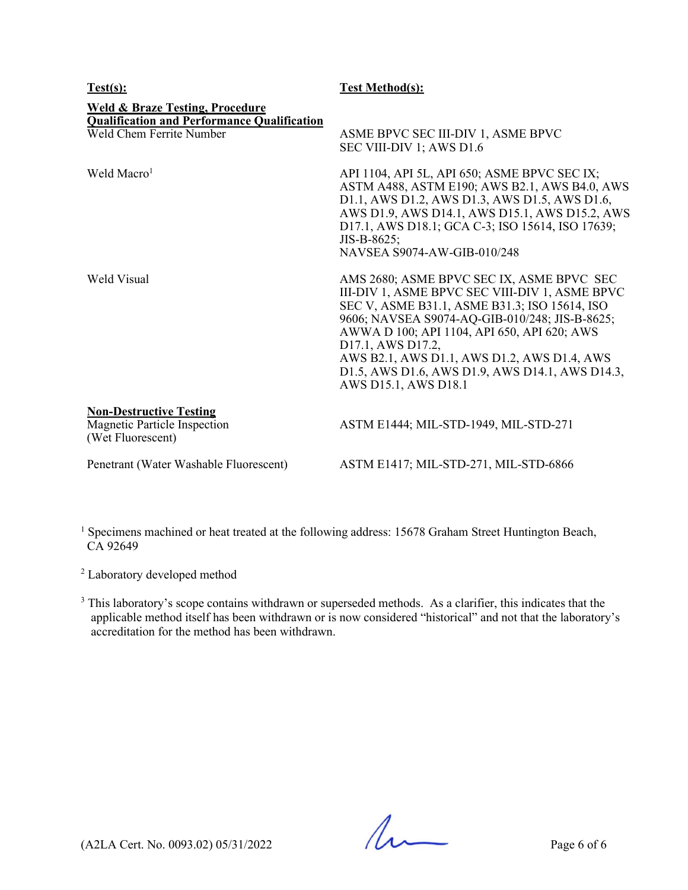| Test(s): | Test Method(s): |
|---|---|
| **Weld & Braze Testing, Procedure Qualification and Performance Qualification** | |
| Weld Chem Ferrite Number | ASME BPVC SEC III-DIV 1, ASME BPVC SEC VIII-DIV 1; AWS D1.6 |
| Weld Macro[1] | API 1104, API 5L, API 650; ASME BPVC SEC IX; ASTM A488, ASTM E190; AWS B2.1, AWS B4.0, AWS D1.1, AWS D1.2, AWS D1.3, AWS D1.5, AWS D1.6, AWS D1.9, AWS D14.1, AWS D15.1, AWS D15.2, AWS D17.1, AWS D18.1; GCA C-3; ISO 15614, ISO 17639; JIS-B-8625; NAVSEA S9074-AW-GIB-010/248 |
| Weld Visual | AMS 2680; ASME BPVC SEC IX, ASME BPVC SEC III-DIV 1, ASME BPVC SEC VIII-DIV 1, ASME BPVC SEC V, ASME B31.1, ASME B31.3; ISO 15614, ISO 9606; NAVSEA S9074-AQ-GIB-010/248; JIS-B-8625; AWWA D 100; API 1104, API 650, API 620; AWS D17.1, AWS D17.2, AWS B2.1, AWS D1.1, AWS D1.2, AWS D1.4, AWS D1.5, AWS D1.6, AWS D1.9, AWS D14.1, AWS D14.3, AWS D15.1, AWS D18.1 |
| **Non-Destructive Testing** | |
| Magnetic Particle Inspection (Wet Fluorescent) | ASTM E1444; MIL-STD-1949, MIL-STD-271 |
| Penetrant (Water Washable Fluorescent) | ASTM E1417; MIL-STD-271, MIL-STD-6866 |

[1] Specimens machined or heat treated at the following address: 15678 Graham Street Huntington Beach, CA 92649

[2] Laboratory developed method

[3] This laboratory's scope contains withdrawn or superseded methods. As a clarifier, this indicates that the applicable method itself has been withdrawn or is now considered "historical" and not that the laboratory's accreditation for the method has been withdrawn.

(A2LA Cert. No. 0093.02) 05/31/2022